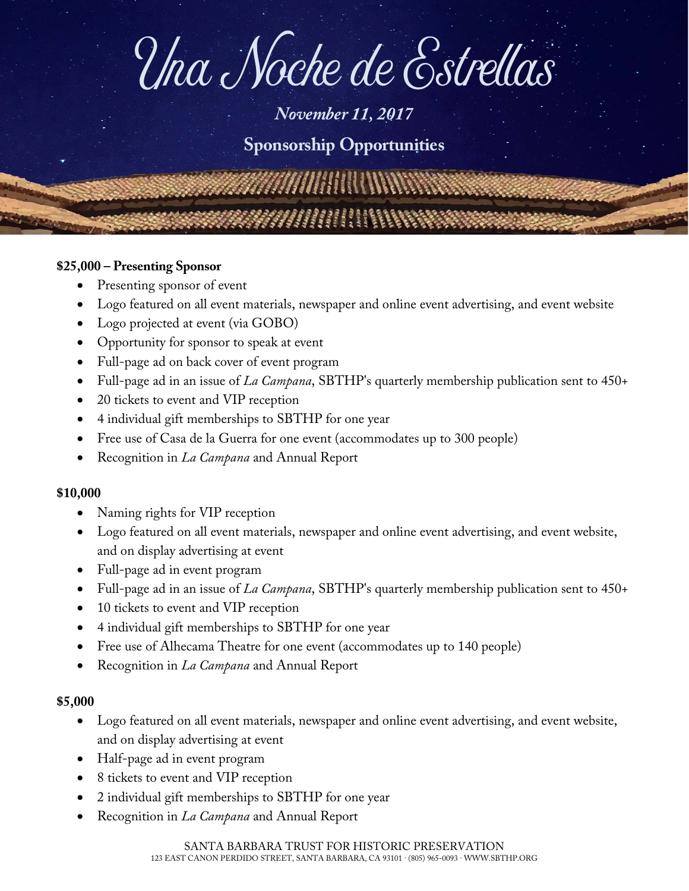# Una Noche de Estrellas

***November 11, 2017***

## Sponsorship Opportunities

**$25,000 – Presenting Sponsor**

- Presenting sponsor of event
- Logo featured on all event materials, newspaper and online event advertising, and event website
- Logo projected at event (via GOBO)
- Opportunity for sponsor to speak at event
- Full-page ad on back cover of event program
- Full-page ad in an issue of *La Campana*, SBTHP's quarterly membership publication sent to 450+
- 20 tickets to event and VIP reception
- 4 individual gift memberships to SBTHP for one year
- Free use of Casa de la Guerra for one event (accommodates up to 300 people)
- Recognition in *La Campana* and Annual Report

**$10,000**

- Naming rights for VIP reception
- Logo featured on all event materials, newspaper and online event advertising, and event website, and on display advertising at event
- Full-page ad in event program
- Full-page ad in an issue of *La Campana*, SBTHP's quarterly membership publication sent to 450+
- 10 tickets to event and VIP reception
- 4 individual gift memberships to SBTHP for one year
- Free use of Alhecama Theatre for one event (accommodates up to 140 people)
- Recognition in *La Campana* and Annual Report

**$5,000**

- Logo featured on all event materials, newspaper and online event advertising, and event website, and on display advertising at event
- Half-page ad in event program
- 8 tickets to event and VIP reception
- 2 individual gift memberships to SBTHP for one year
- Recognition in *La Campana* and Annual Report

SANTA BARBARA TRUST FOR HISTORIC PRESERVATION
123 EAST CANON PERDIDO STREET, SANTA BARBARA, CA 93101 · (805) 965-0093 · WWW.SBTHP.ORG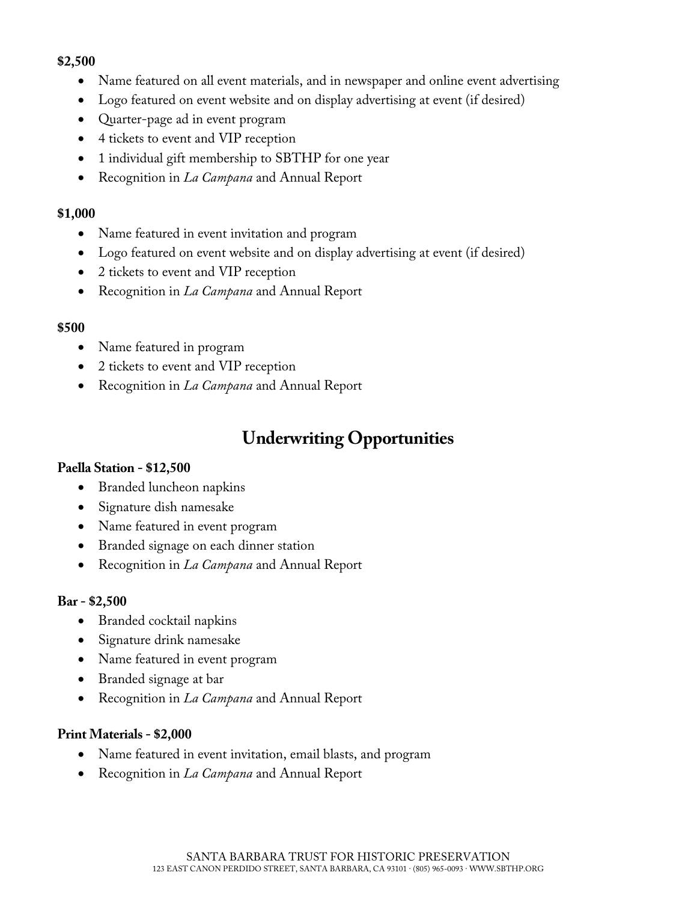**$2,500**

- Name featured on all event materials, and in newspaper and online event advertising
- Logo featured on event website and on display advertising at event (if desired)
- Quarter-page ad in event program
- 4 tickets to event and VIP reception
- 1 individual gift membership to SBTHP for one year
- Recognition in *La Campana* and Annual Report

**$1,000**

- Name featured in event invitation and program
- Logo featured on event website and on display advertising at event (if desired)
- 2 tickets to event and VIP reception
- Recognition in *La Campana* and Annual Report

**$500**

- Name featured in program
- 2 tickets to event and VIP reception
- Recognition in *La Campana* and Annual Report

## Underwriting Opportunities

**Paella Station - $12,500**

- Branded luncheon napkins
- Signature dish namesake
- Name featured in event program
- Branded signage on each dinner station
- Recognition in *La Campana* and Annual Report

**Bar - $2,500**

- Branded cocktail napkins
- Signature drink namesake
- Name featured in event program
- Branded signage at bar
- Recognition in *La Campana* and Annual Report

**Print Materials - $2,000**

- Name featured in event invitation, email blasts, and program
- Recognition in *La Campana* and Annual Report